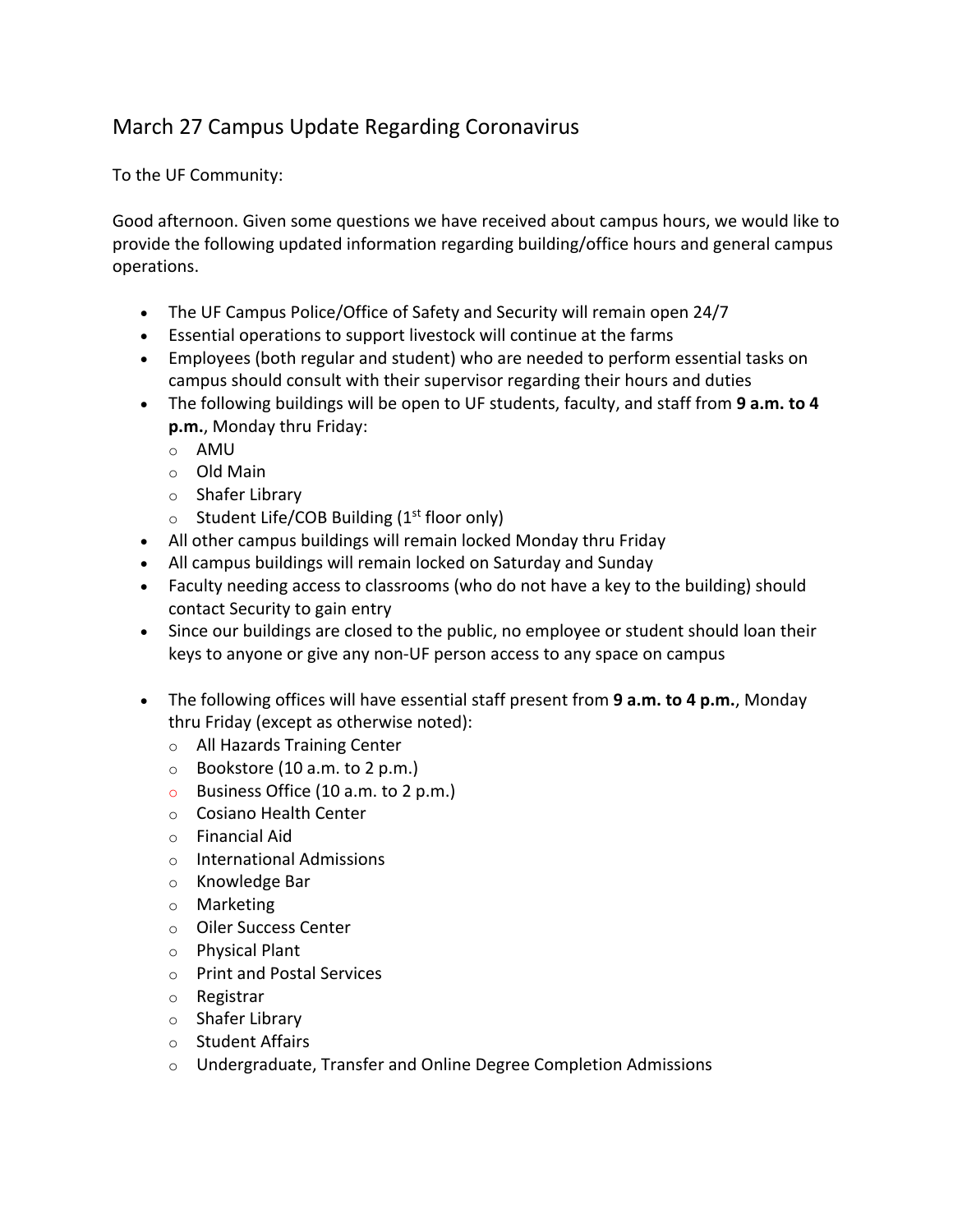# March 27 Campus Update Regarding Coronavirus

To the UF Community:

Good afternoon. Given some questions we have received about campus hours, we would like to provide the following updated information regarding building/office hours and general campus operations.

- The UF Campus Police/Office of Safety and Security will remain open 24/7
- Essential operations to support livestock will continue at the farms
- Employees (both regular and student) who are needed to perform essential tasks on campus should consult with their supervisor regarding their hours and duties
- The following buildings will be open to UF students, faculty, and staff from **9 a.m. to 4 p.m.**, Monday thru Friday:
  - AMU
  - Old Main
  - Shafer Library
  - Student Life/COB Building (1st floor only)
- All other campus buildings will remain locked Monday thru Friday
- All campus buildings will remain locked on Saturday and Sunday
- Faculty needing access to classrooms (who do not have a key to the building) should contact Security to gain entry
- Since our buildings are closed to the public, no employee or student should loan their keys to anyone or give any non-UF person access to any space on campus

- The following offices will have essential staff present from **9 a.m. to 4 p.m.**, Monday thru Friday (except as otherwise noted):
  - All Hazards Training Center
  - Bookstore (10 a.m. to 2 p.m.)
  - Business Office (10 a.m. to 2 p.m.)
  - Cosiano Health Center
  - Financial Aid
  - International Admissions
  - Knowledge Bar
  - Marketing
  - Oiler Success Center
  - Physical Plant
  - Print and Postal Services
  - Registrar
  - Shafer Library
  - Student Affairs
  - Undergraduate, Transfer and Online Degree Completion Admissions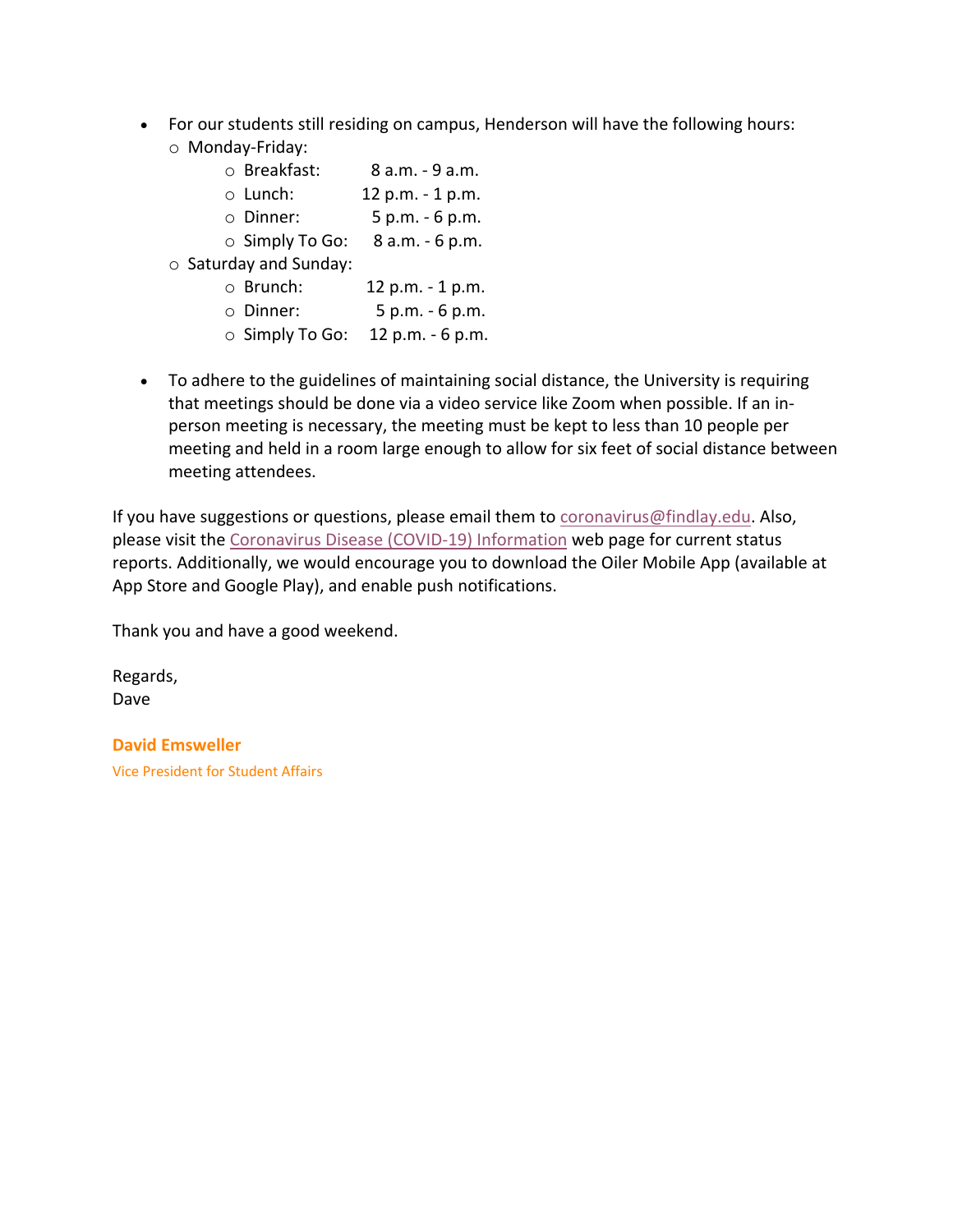- For our students still residing on campus, Henderson will have the following hours:
  - Monday-Friday:
    - Breakfast: 8 a.m. - 9 a.m.
    - Lunch: 12 p.m. - 1 p.m.
    - Dinner: 5 p.m. - 6 p.m.
    - Simply To Go: 8 a.m. - 6 p.m.
  - Saturday and Sunday:
    - Brunch: 12 p.m. - 1 p.m.
    - Dinner: 5 p.m. - 6 p.m.
    - Simply To Go: 12 p.m. - 6 p.m.

- To adhere to the guidelines of maintaining social distance, the University is requiring that meetings should be done via a video service like Zoom when possible. If an in-person meeting is necessary, the meeting must be kept to less than 10 people per meeting and held in a room large enough to allow for six feet of social distance between meeting attendees.

If you have suggestions or questions, please email them to coronavirus@findlay.edu. Also, please visit the Coronavirus Disease (COVID-19) Information web page for current status reports. Additionally, we would encourage you to download the Oiler Mobile App (available at App Store and Google Play), and enable push notifications.

Thank you and have a good weekend.

Regards,
Dave

**David Emsweller**
Vice President for Student Affairs